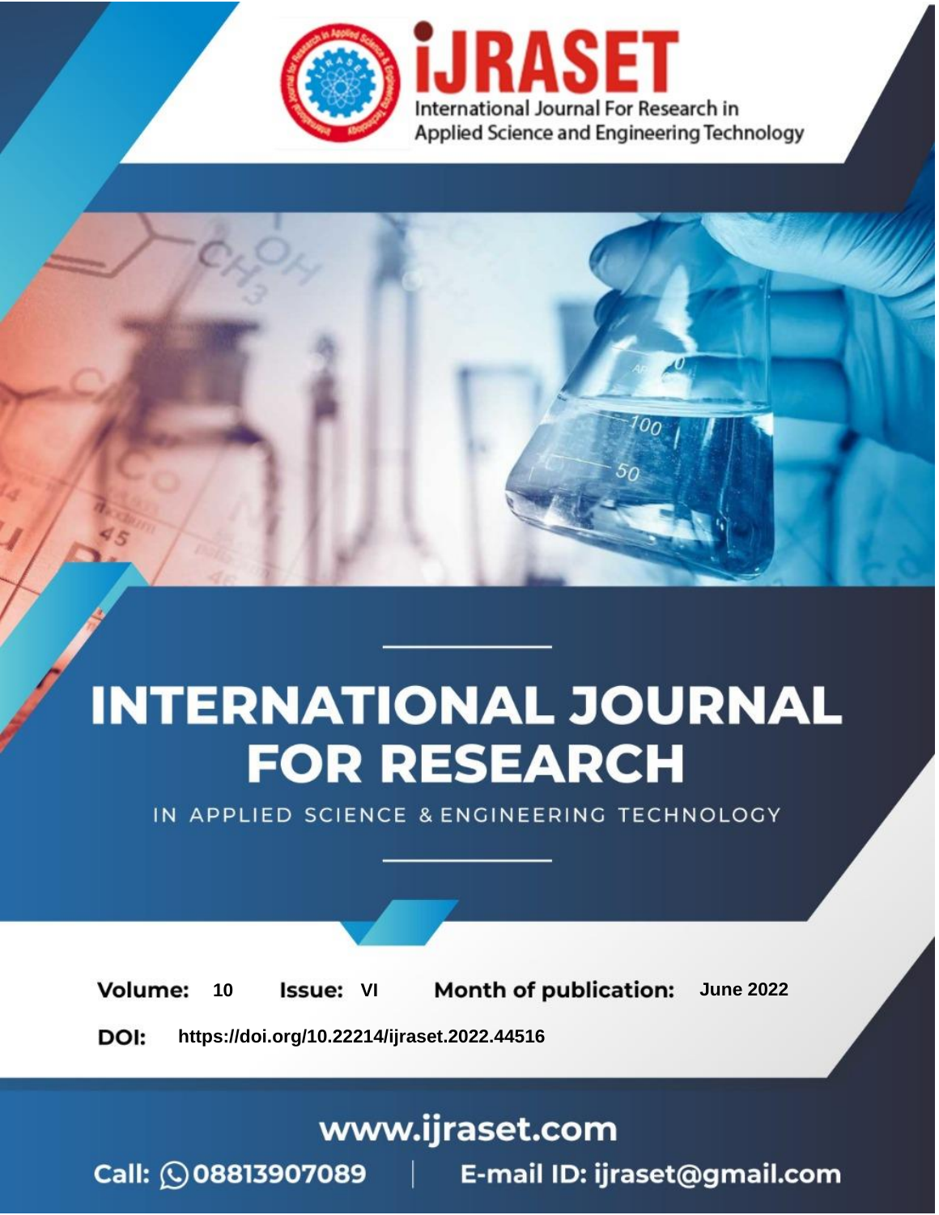# iJRASET

International Journal For Research in Applied Science and Engineering Technology

# INTERNATIONAL JOURNAL FOR RESEARCH

IN APPLIED SCIENCE & ENGINEERING TECHNOLOGY

**Volume:** 10 **Issue:** VI **Month of publication:** June 2022

**DOI:** https://doi.org/10.22214/ijraset.2022.44516

www.ijraset.com

Call: 08813907089 | E-mail ID: ijraset@gmail.com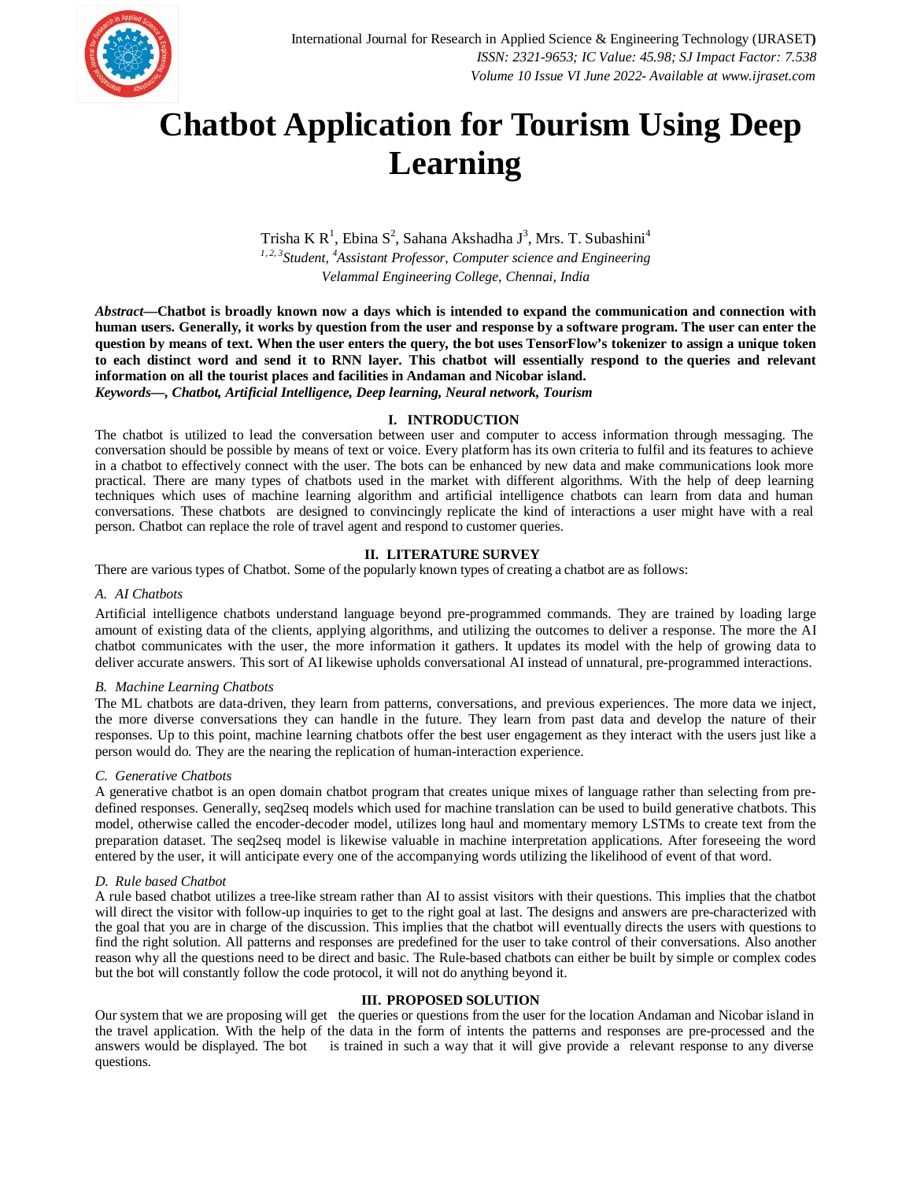# Chatbot Application for Tourism Using Deep Learning

Trisha K R[1], Ebina S[2], Sahana Akshadha J[3], Mrs. T. Subashini[4]

*[1, 2, 3]Student, [4]Assistant Professor, Computer science and Engineering*
*Velammal Engineering College, Chennai, India*

***Abstract*—Chatbot is broadly known now a days which is intended to expand the communication and connection with human users. Generally, it works by question from the user and response by a software program. The user can enter the question by means of text. When the user enters the query, the bot uses TensorFlow's tokenizer to assign a unique token to each distinct word and send it to RNN layer. This chatbot will essentially respond to the queries and relevant information on all the tourist places and facilities in Andaman and Nicobar island.**

***Keywords*—, *Chatbot, Artificial Intelligence, Deep learning, Neural network, Tourism***

## I. INTRODUCTION

The chatbot is utilized to lead the conversation between user and computer to access information through messaging. The conversation should be possible by means of text or voice. Every platform has its own criteria to fulfil and its features to achieve in a chatbot to effectively connect with the user. The bots can be enhanced by new data and make communications look more practical. There are many types of chatbots used in the market with different algorithms. With the help of deep learning techniques which uses of machine learning algorithm and artificial intelligence chatbots can learn from data and human conversations. These chatbots are designed to convincingly replicate the kind of interactions a user might have with a real person. Chatbot can replace the role of travel agent and respond to customer queries.

## II. LITERATURE SURVEY

There are various types of Chatbot. Some of the popularly known types of creating a chatbot are as follows:

### *A. AI Chatbots*

Artificial intelligence chatbots understand language beyond pre-programmed commands. They are trained by loading large amount of existing data of the clients, applying algorithms, and utilizing the outcomes to deliver a response. The more the AI chatbot communicates with the user, the more information it gathers. It updates its model with the help of growing data to deliver accurate answers. This sort of AI likewise upholds conversational AI instead of unnatural, pre-programmed interactions.

### *B. Machine Learning Chatbots*

The ML chatbots are data-driven, they learn from patterns, conversations, and previous experiences. The more data we inject, the more diverse conversations they can handle in the future. They learn from past data and develop the nature of their responses. Up to this point, machine learning chatbots offer the best user engagement as they interact with the users just like a person would do. They are the nearing the replication of human-interaction experience.

### *C. Generative Chatbots*

A generative chatbot is an open domain chatbot program that creates unique mixes of language rather than selecting from pre-defined responses. Generally, seq2seq models which used for machine translation can be used to build generative chatbots. This model, otherwise called the encoder-decoder model, utilizes long haul and momentary memory LSTMs to create text from the preparation dataset. The seq2seq model is likewise valuable in machine interpretation applications. After foreseeing the word entered by the user, it will anticipate every one of the accompanying words utilizing the likelihood of event of that word.

### *D. Rule based Chatbot*

A rule based chatbot utilizes a tree-like stream rather than AI to assist visitors with their questions. This implies that the chatbot will direct the visitor with follow-up inquiries to get to the right goal at last. The designs and answers are pre-characterized with the goal that you are in charge of the discussion. This implies that the chatbot will eventually directs the users with questions to find the right solution. All patterns and responses are predefined for the user to take control of their conversations. Also another reason why all the questions need to be direct and basic. The Rule-based chatbots can either be built by simple or complex codes but the bot will constantly follow the code protocol, it will not do anything beyond it.

## III. PROPOSED SOLUTION

Our system that we are proposing will get the queries or questions from the user for the location Andaman and Nicobar island in the travel application. With the help of the data in the form of intents the patterns and responses are pre-processed and the answers would be displayed. The bot is trained in such a way that it will give provide a relevant response to any diverse questions.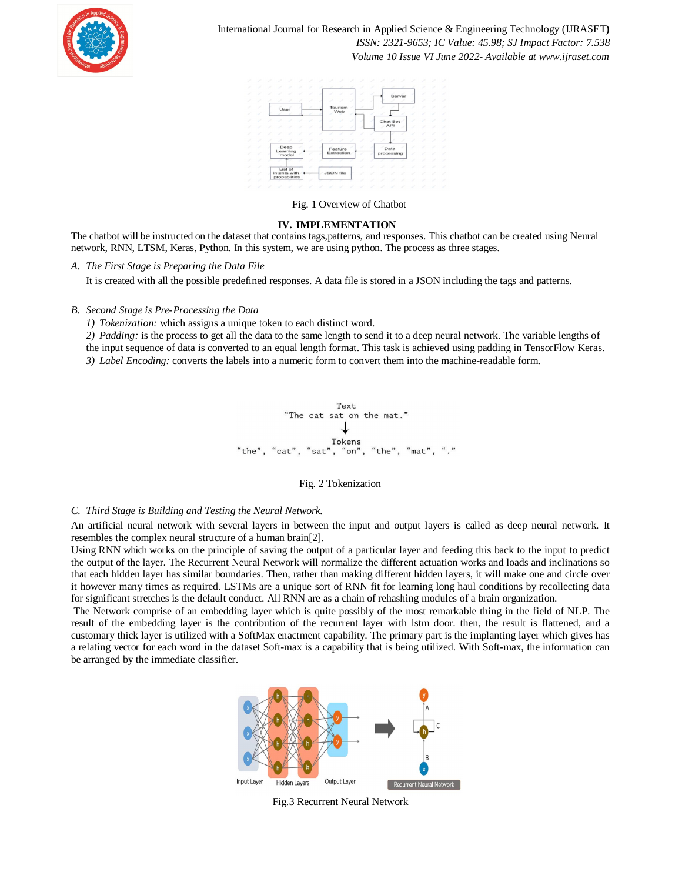Fig. 1 Overview of Chatbot

## IV. IMPLEMENTATION

The chatbot will be instructed on the dataset that contains tags,patterns, and responses. This chatbot can be created using Neural network, RNN, LTSM, Keras, Python. In this system, we are using python. The process as three stages.

### *A. The First Stage is Preparing the Data File*

It is created with all the possible predefined responses. A data file is stored in a JSON including the tags and patterns.

### *B. Second Stage is Pre-Processing the Data*

1) *Tokenization:* which assigns a unique token to each distinct word.
2) *Padding:* is the process to get all the data to the same length to send it to a deep neural network. The variable lengths of the input sequence of data is converted to an equal length format. This task is achieved using padding in TensorFlow Keras.
3) *Label Encoding:* converts the labels into a numeric form to convert them into the machine-readable form.

Fig. 2 Tokenization

### *C. Third Stage is Building and Testing the Neural Network.*

An artificial neural network with several layers in between the input and output layers is called as deep neural network. It resembles the complex neural structure of a human brain[2].

Using RNN which works on the principle of saving the output of a particular layer and feeding this back to the input to predict the output of the layer. The Recurrent Neural Network will normalize the different actuation works and loads and inclinations so that each hidden layer has similar boundaries. Then, rather than making different hidden layers, it will make one and circle over it however many times as required. LSTMs are a unique sort of RNN fit for learning long haul conditions by recollecting data for significant stretches is the default conduct. All RNN are as a chain of rehashing modules of a brain organization.

The Network comprise of an embedding layer which is quite possibly of the most remarkable thing in the field of NLP. The result of the embedding layer is the contribution of the recurrent layer with lstm door. then, the result is flattened, and a customary thick layer is utilized with a SoftMax enactment capability. The primary part is the implanting layer which gives has a relating vector for each word in the dataset Soft-max is a capability that is being utilized. With Soft-max, the information can be arranged by the immediate classifier.

Fig.3 Recurrent Neural Network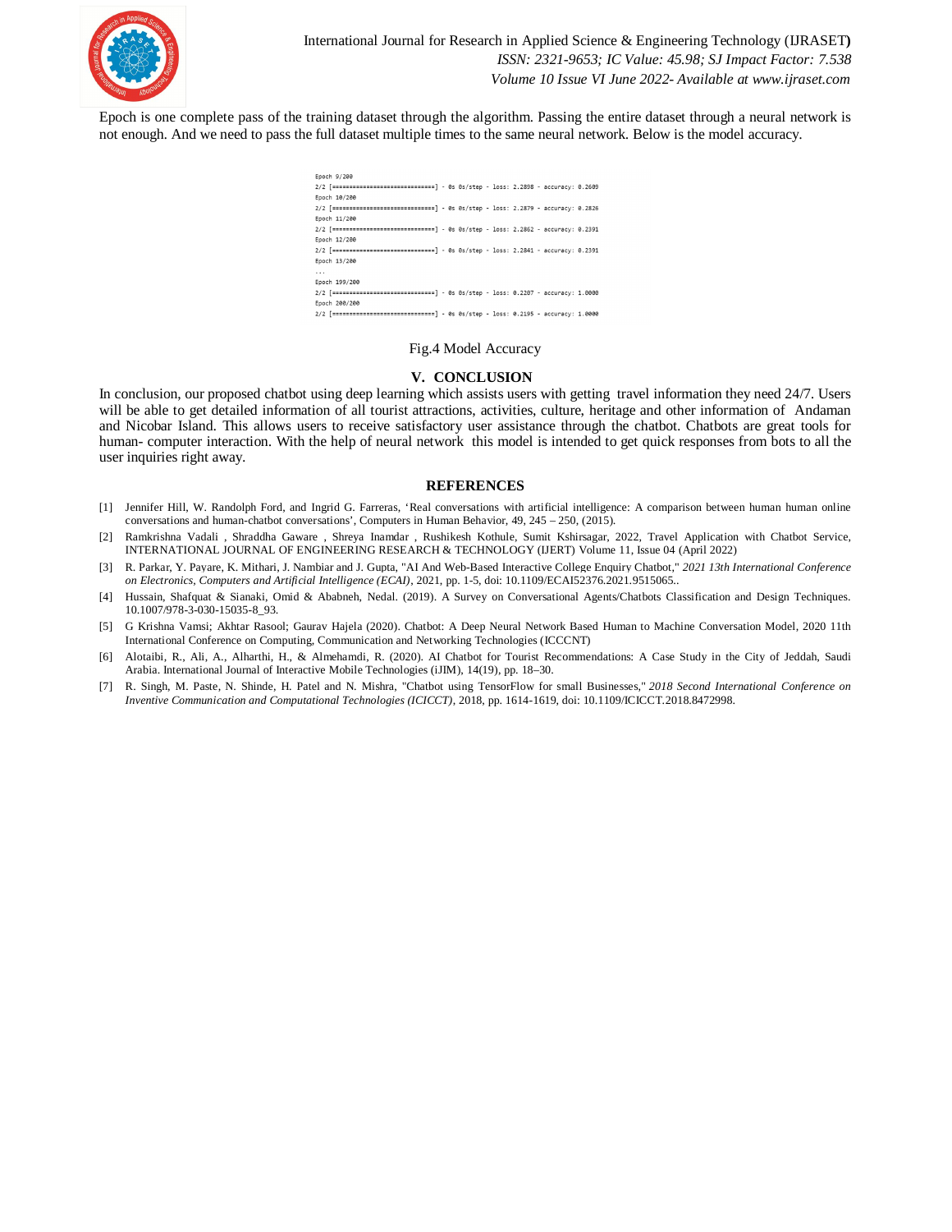Epoch is one complete pass of the training dataset through the algorithm. Passing the entire dataset through a neural network is not enough. And we need to pass the full dataset multiple times to the same neural network. Below is the model accuracy.

```
Epoch 9/200
2/2 [==============================] - 0s 0s/step - loss: 2.2898 - accuracy: 0.2609
Epoch 10/200
2/2 [==============================] - 0s 0s/step - loss: 2.2879 - accuracy: 0.2826
Epoch 11/200
2/2 [==============================] - 0s 0s/step - loss: 2.2862 - accuracy: 0.2391
Epoch 12/200
2/2 [==============================] - 0s 0s/step - loss: 2.2841 - accuracy: 0.2391
Epoch 13/200
...
Epoch 199/200
2/2 [==============================] - 0s 0s/step - loss: 0.2207 - accuracy: 1.0000
Epoch 200/200
2/2 [==============================] - 0s 0s/step - loss: 0.2195 - accuracy: 1.0000
```

Fig.4 Model Accuracy

## V. CONCLUSION

In conclusion, our proposed chatbot using deep learning which assists users with getting travel information they need 24/7. Users will be able to get detailed information of all tourist attractions, activities, culture, heritage and other information of Andaman and Nicobar Island. This allows users to receive satisfactory user assistance through the chatbot. Chatbots are great tools for human- computer interaction. With the help of neural network this model is intended to get quick responses from bots to all the user inquiries right away.

## REFERENCES

[1] Jennifer Hill, W. Randolph Ford, and Ingrid G. Farreras, 'Real conversations with artificial intelligence: A comparison between human human online conversations and human-chatbot conversations', Computers in Human Behavior, 49, 245 – 250, (2015).

[2] Ramkrishna Vadali , Shraddha Gaware , Shreya Inamdar , Rushikesh Kothule, Sumit Kshirsagar, 2022, Travel Application with Chatbot Service, INTERNATIONAL JOURNAL OF ENGINEERING RESEARCH & TECHNOLOGY (IJERT) Volume 11, Issue 04 (April 2022)

[3] R. Parkar, Y. Payare, K. Mithari, J. Nambiar and J. Gupta, "AI And Web-Based Interactive College Enquiry Chatbot," *2021 13th International Conference on Electronics, Computers and Artificial Intelligence (ECAI)*, 2021, pp. 1-5, doi: 10.1109/ECAI52376.2021.9515065..

[4] Hussain, Shafquat & Sianaki, Omid & Ababneh, Nedal. (2019). A Survey on Conversational Agents/Chatbots Classification and Design Techniques. 10.1007/978-3-030-15035-8_93.

[5] G Krishna Vamsi; Akhtar Rasool; Gaurav Hajela (2020). Chatbot: A Deep Neural Network Based Human to Machine Conversation Model, 2020 11th International Conference on Computing, Communication and Networking Technologies (ICCCNT)

[6] Alotaibi, R., Ali, A., Alharthi, H., & Almehamdi, R. (2020). AI Chatbot for Tourist Recommendations: A Case Study in the City of Jeddah, Saudi Arabia. International Journal of Interactive Mobile Technologies (iJIM), 14(19), pp. 18–30.

[7] R. Singh, M. Paste, N. Shinde, H. Patel and N. Mishra, "Chatbot using TensorFlow for small Businesses," *2018 Second International Conference on Inventive Communication and Computational Technologies (ICICCT)*, 2018, pp. 1614-1619, doi: 10.1109/ICICCT.2018.8472998.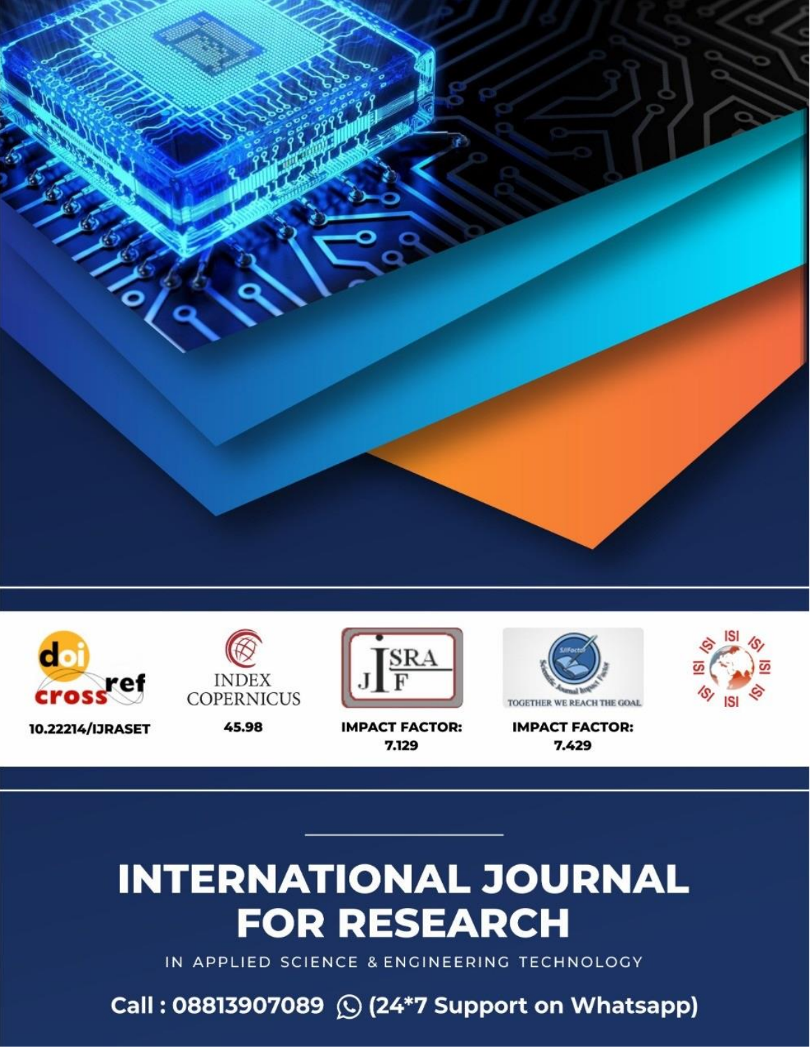10.22214/IJRASET

45.98

IMPACT FACTOR: 7.129

IMPACT FACTOR: 7.429

# INTERNATIONAL JOURNAL FOR RESEARCH

IN APPLIED SCIENCE & ENGINEERING TECHNOLOGY

Call : 08813907089 (24*7 Support on Whatsapp)